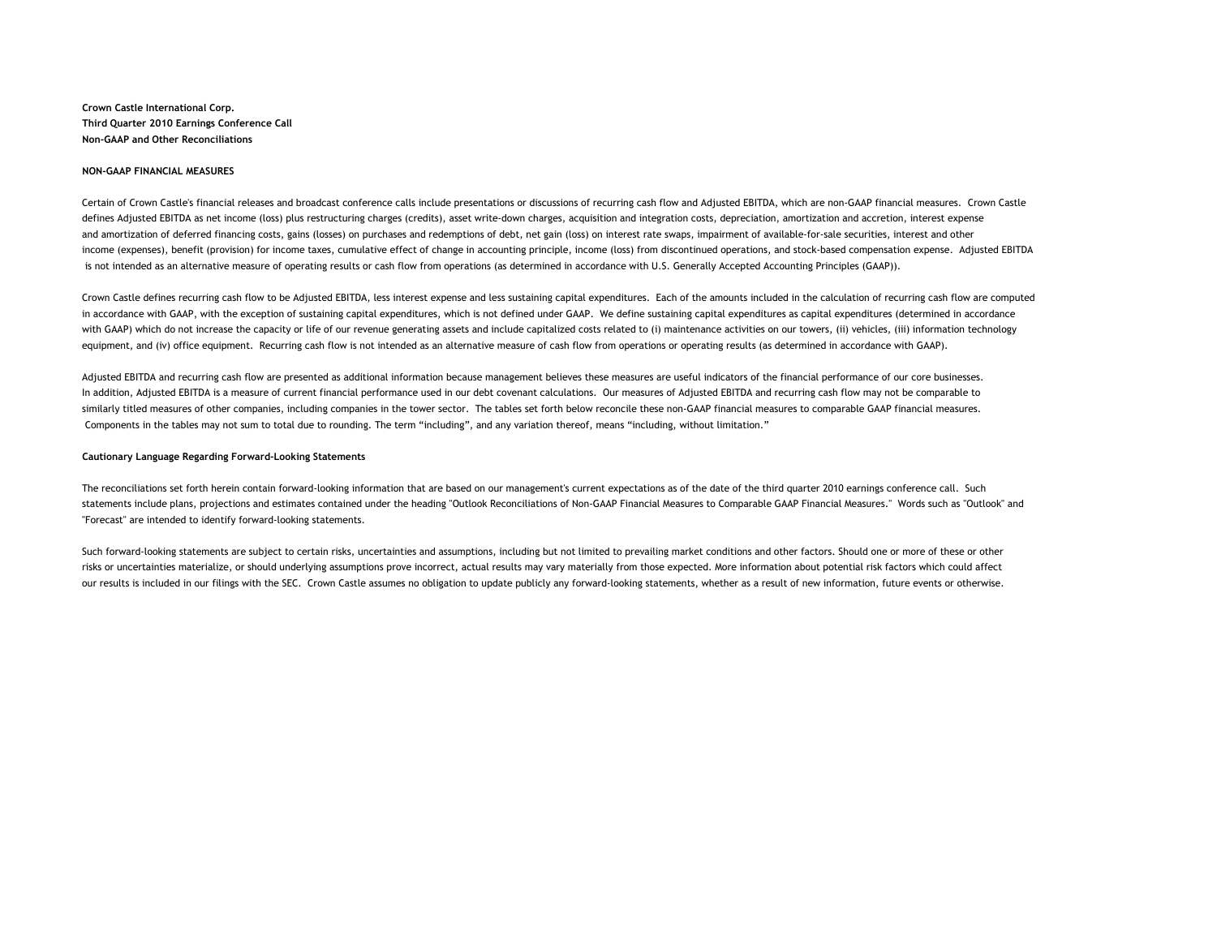**Crown Castle International Corp.**
**Third Quarter 2010 Earnings Conference Call**
**Non-GAAP and Other Reconciliations**

**NON-GAAP FINANCIAL MEASURES**

Certain of Crown Castle's financial releases and broadcast conference calls include presentations or discussions of recurring cash flow and Adjusted EBITDA, which are non-GAAP financial measures. Crown Castle defines Adjusted EBITDA as net income (loss) plus restructuring charges (credits), asset write-down charges, acquisition and integration costs, depreciation, amortization and accretion, interest expense and amortization of deferred financing costs, gains (losses) on purchases and redemptions of debt, net gain (loss) on interest rate swaps, impairment of available-for-sale securities, interest and other income (expenses), benefit (provision) for income taxes, cumulative effect of change in accounting principle, income (loss) from discontinued operations, and stock-based compensation expense. Adjusted EBITDA is not intended as an alternative measure of operating results or cash flow from operations (as determined in accordance with U.S. Generally Accepted Accounting Principles (GAAP)).

Crown Castle defines recurring cash flow to be Adjusted EBITDA, less interest expense and less sustaining capital expenditures. Each of the amounts included in the calculation of recurring cash flow are computed in accordance with GAAP, with the exception of sustaining capital expenditures, which is not defined under GAAP. We define sustaining capital expenditures as capital expenditures (determined in accordance with GAAP) which do not increase the capacity or life of our revenue generating assets and include capitalized costs related to (i) maintenance activities on our towers, (ii) vehicles, (iii) information technology equipment, and (iv) office equipment. Recurring cash flow is not intended as an alternative measure of cash flow from operations or operating results (as determined in accordance with GAAP).

Adjusted EBITDA and recurring cash flow are presented as additional information because management believes these measures are useful indicators of the financial performance of our core businesses. In addition, Adjusted EBITDA is a measure of current financial performance used in our debt covenant calculations. Our measures of Adjusted EBITDA and recurring cash flow may not be comparable to similarly titled measures of other companies, including companies in the tower sector. The tables set forth below reconcile these non-GAAP financial measures to comparable GAAP financial measures. Components in the tables may not sum to total due to rounding. The term "including", and any variation thereof, means "including, without limitation."

**Cautionary Language Regarding Forward-Looking Statements**

The reconciliations set forth herein contain forward-looking information that are based on our management's current expectations as of the date of the third quarter 2010 earnings conference call. Such statements include plans, projections and estimates contained under the heading "Outlook Reconciliations of Non-GAAP Financial Measures to Comparable GAAP Financial Measures." Words such as "Outlook" and "Forecast" are intended to identify forward-looking statements.

Such forward-looking statements are subject to certain risks, uncertainties and assumptions, including but not limited to prevailing market conditions and other factors. Should one or more of these or other risks or uncertainties materialize, or should underlying assumptions prove incorrect, actual results may vary materially from those expected. More information about potential risk factors which could affect our results is included in our filings with the SEC. Crown Castle assumes no obligation to update publicly any forward-looking statements, whether as a result of new information, future events or otherwise.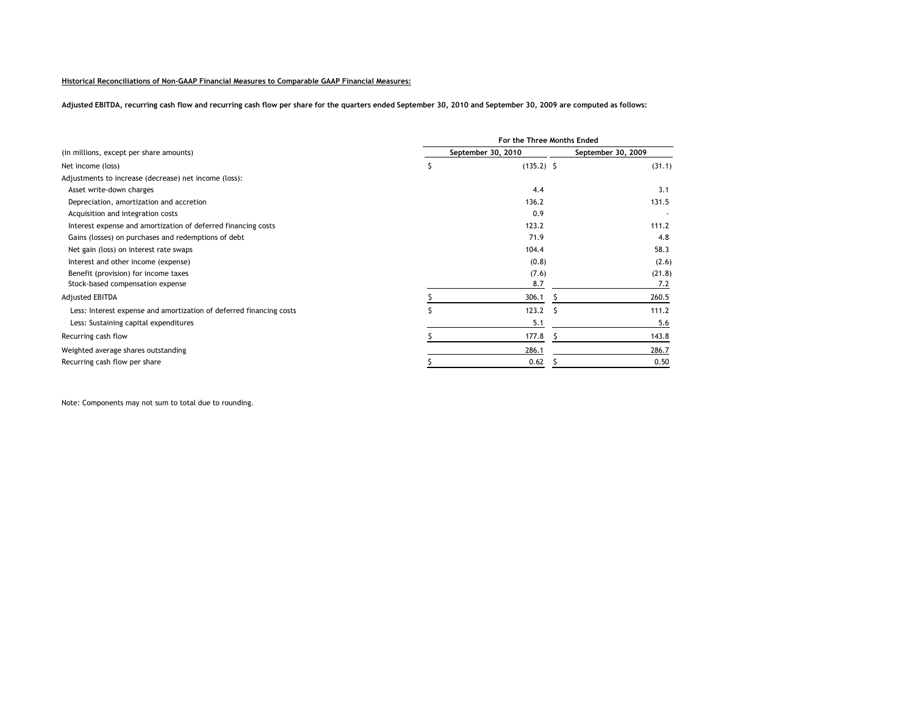**Historical Reconciliations of Non-GAAP Financial Measures to Comparable GAAP Financial Measures:**

**Adjusted EBITDA, recurring cash flow and recurring cash flow per share for the quarters ended September 30, 2010 and September 30, 2009 are computed as follows:**

| | For the Three Months Ended | |
|---|---|---|
| (in millions, except per share amounts) | September 30, 2010 | September 30, 2009 |
| Net income (loss) | $ (135.2) | $ (31.1) |
| Adjustments to increase (decrease) net income (loss): | | |
| Asset write-down charges | 4.4 | 3.1 |
| Depreciation, amortization and accretion | 136.2 | 131.5 |
| Acquisition and integration costs | 0.9 | - |
| Interest expense and amortization of deferred financing costs | 123.2 | 111.2 |
| Gains (losses) on purchases and redemptions of debt | 71.9 | 4.8 |
| Net gain (loss) on interest rate swaps | 104.4 | 58.3 |
| Interest and other income (expense) | (0.8) | (2.6) |
| Benefit (provision) for income taxes | (7.6) | (21.8) |
| Stock-based compensation expense | 8.7 | 7.2 |
| Adjusted EBITDA | $ 306.1 | $ 260.5 |
| Less: Interest expense and amortization of deferred financing costs | $ 123.2 | $ 111.2 |
| Less: Sustaining capital expenditures | 5.1 | 5.6 |
| Recurring cash flow | $ 177.8 | $ 143.8 |
| Weighted average shares outstanding | 286.1 | 286.7 |
| Recurring cash flow per share | $ 0.62 | $ 0.50 |

Note: Components may not sum to total due to rounding.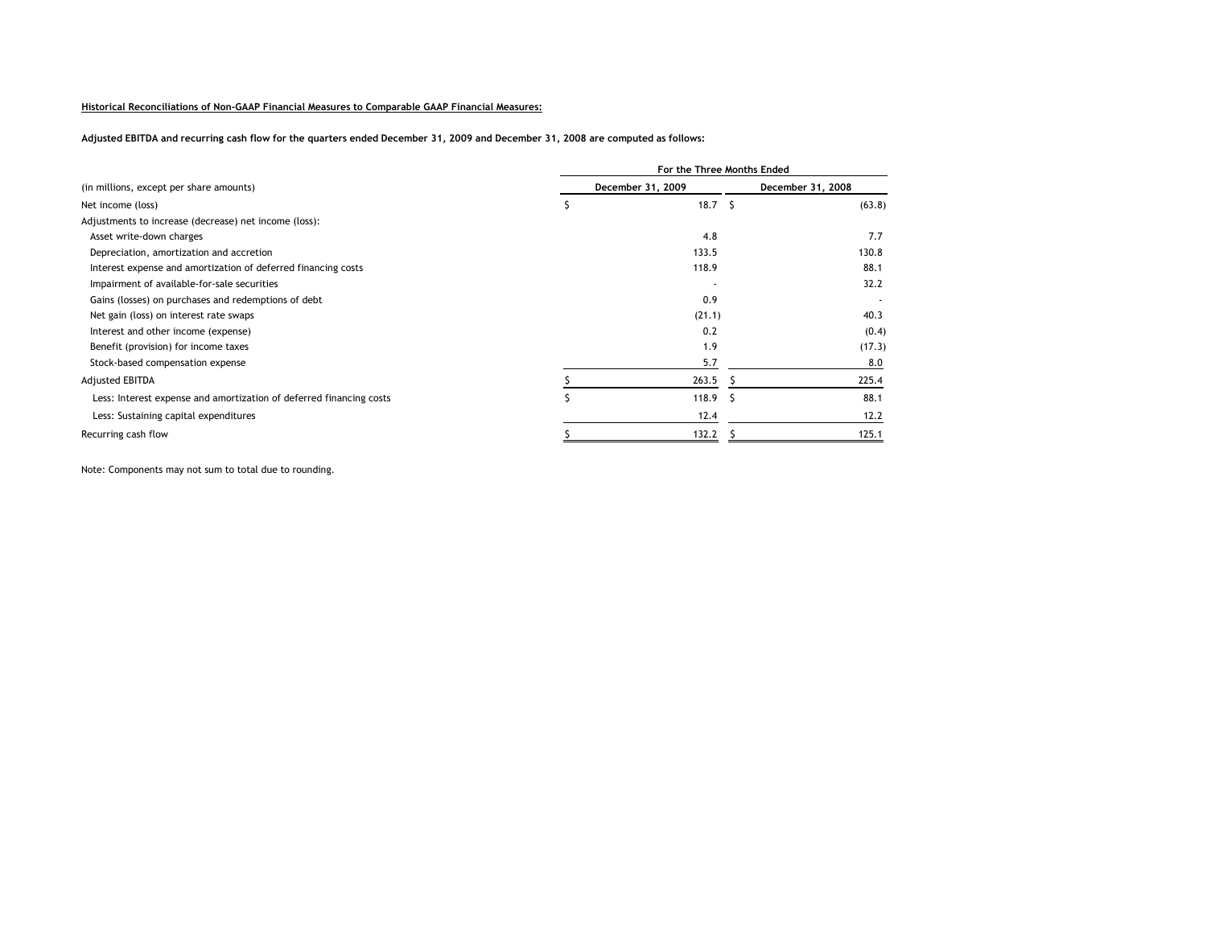**Historical Reconciliations of Non-GAAP Financial Measures to Comparable GAAP Financial Measures:**

**Adjusted EBITDA and recurring cash flow for the quarters ended December 31, 2009 and December 31, 2008 are computed as follows:**

| | For the Three Months Ended | |
|---|---|---|
| (in millions, except per share amounts) | December 31, 2009 | December 31, 2008 |
| Net income (loss) | $ 18.7 | $ (63.8) |
| Adjustments to increase (decrease) net income (loss): | | |
| Asset write-down charges | 4.8 | 7.7 |
| Depreciation, amortization and accretion | 133.5 | 130.8 |
| Interest expense and amortization of deferred financing costs | 118.9 | 88.1 |
| Impairment of available-for-sale securities | - | 32.2 |
| Gains (losses) on purchases and redemptions of debt | 0.9 | - |
| Net gain (loss) on interest rate swaps | (21.1) | 40.3 |
| Interest and other income (expense) | 0.2 | (0.4) |
| Benefit (provision) for income taxes | 1.9 | (17.3) |
| Stock-based compensation expense | 5.7 | 8.0 |
| Adjusted EBITDA | $ 263.5 | $ 225.4 |
| Less: Interest expense and amortization of deferred financing costs | $ 118.9 | $ 88.1 |
| Less: Sustaining capital expenditures | 12.4 | 12.2 |
| Recurring cash flow | $ 132.2 | $ 125.1 |

Note: Components may not sum to total due to rounding.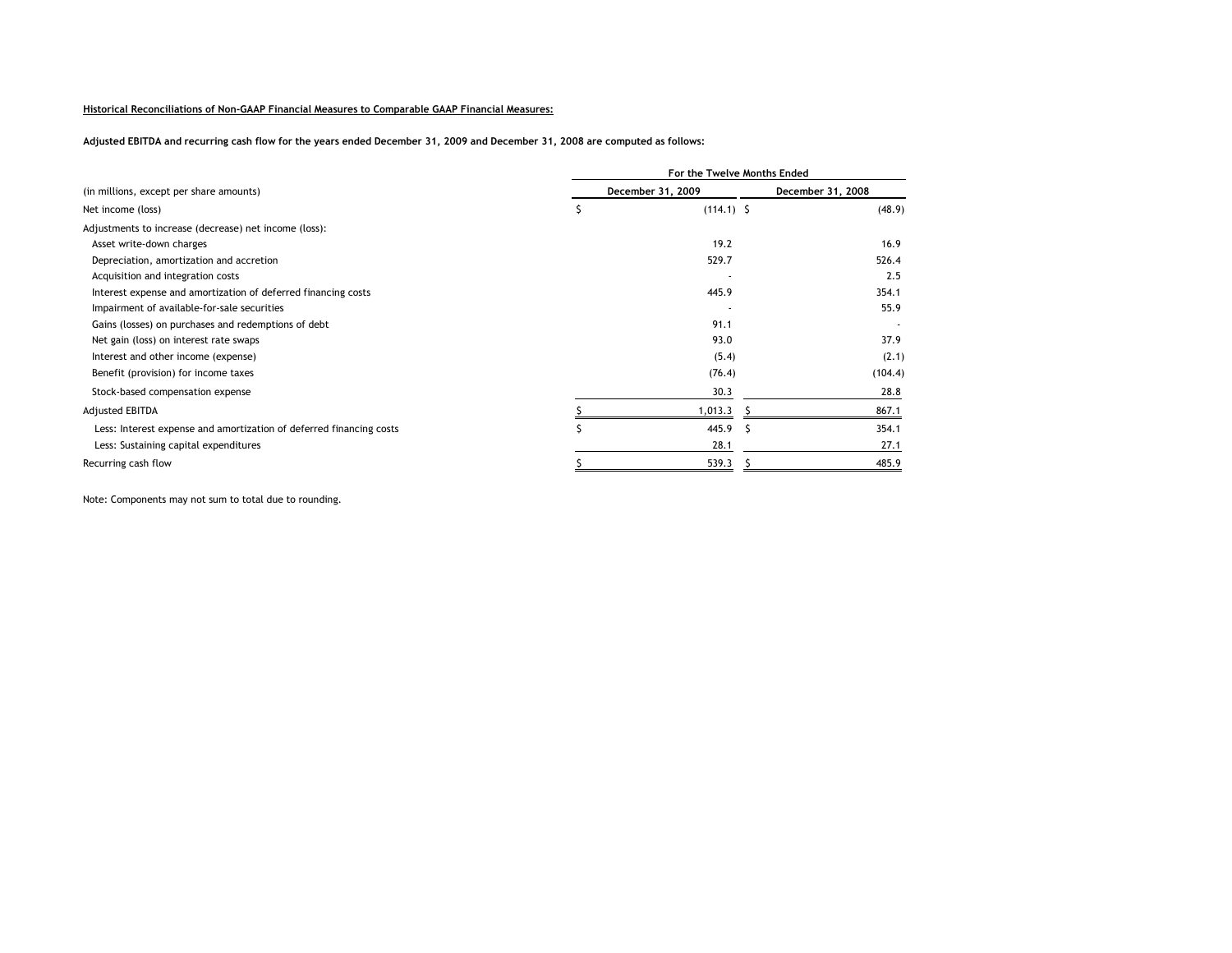**Historical Reconciliations of Non-GAAP Financial Measures to Comparable GAAP Financial Measures:**

**Adjusted EBITDA and recurring cash flow for the years ended December 31, 2009 and December 31, 2008 are computed as follows:**

| | For the Twelve Months Ended | |
|---|---|---|
| (in millions, except per share amounts) | December 31, 2009 | December 31, 2008 |
| Net income (loss) | $ (114.1) | $ (48.9) |
| Adjustments to increase (decrease) net income (loss): | | |
| Asset write-down charges | 19.2 | 16.9 |
| Depreciation, amortization and accretion | 529.7 | 526.4 |
| Acquisition and integration costs | - | 2.5 |
| Interest expense and amortization of deferred financing costs | 445.9 | 354.1 |
| Impairment of available-for-sale securities | - | 55.9 |
| Gains (losses) on purchases and redemptions of debt | 91.1 | - |
| Net gain (loss) on interest rate swaps | 93.0 | 37.9 |
| Interest and other income (expense) | (5.4) | (2.1) |
| Benefit (provision) for income taxes | (76.4) | (104.4) |
| Stock-based compensation expense | 30.3 | 28.8 |
| Adjusted EBITDA | $ 1,013.3 | $ 867.1 |
| Less: Interest expense and amortization of deferred financing costs | $ 445.9 | $ 354.1 |
| Less: Sustaining capital expenditures | 28.1 | 27.1 |
| Recurring cash flow | $ 539.3 | $ 485.9 |

Note: Components may not sum to total due to rounding.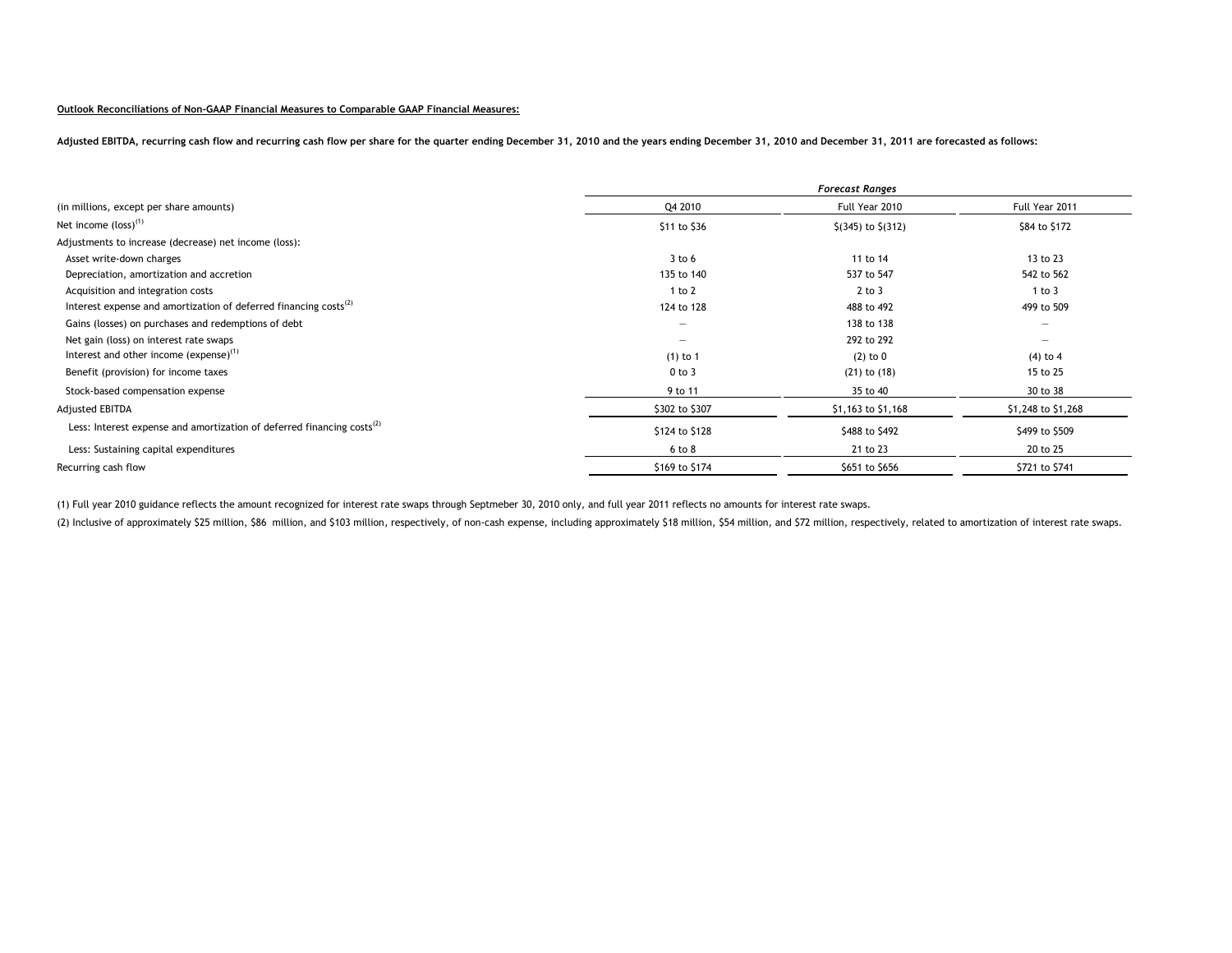**Outlook Reconciliations of Non-GAAP Financial Measures to Comparable GAAP Financial Measures:**

**Adjusted EBITDA, recurring cash flow and recurring cash flow per share for the quarter ending December 31, 2010 and the years ending December 31, 2010 and December 31, 2011 are forecasted as follows:**

| | *Forecast Ranges* | | |
|---|---|---|---|
| (in millions, except per share amounts) | Q4 2010 | Full Year 2010 | Full Year 2011 |
| Net income (loss)[1] | $11 to $36 | $(345) to $(312) | $84 to $172 |
| Adjustments to increase (decrease) net income (loss): | | | |
| Asset write-down charges | 3 to 6 | 11 to 14 | 13 to 23 |
| Depreciation, amortization and accretion | 135 to 140 | 537 to 547 | 542 to 562 |
| Acquisition and integration costs | 1 to 2 | 2 to 3 | 1 to 3 |
| Interest expense and amortization of deferred financing costs[2] | 124 to 128 | 488 to 492 | 499 to 509 |
| Gains (losses) on purchases and redemptions of debt | — | 138 to 138 | — |
| Net gain (loss) on interest rate swaps | — | 292 to 292 | — |
| Interest and other income (expense)[1] | (1) to 1 | (2) to 0 | (4) to 4 |
| Benefit (provision) for income taxes | 0 to 3 | (21) to (18) | 15 to 25 |
| Stock-based compensation expense | 9 to 11 | 35 to 40 | 30 to 38 |
| Adjusted EBITDA | $302 to $307 | $1,163 to $1,168 | $1,248 to $1,268 |
| Less: Interest expense and amortization of deferred financing costs[2] | $124 to $128 | $488 to $492 | $499 to $509 |
| Less: Sustaining capital expenditures | 6 to 8 | 21 to 23 | 20 to 25 |
| Recurring cash flow | $169 to $174 | $651 to $656 | $721 to $741 |

(1) Full year 2010 guidance reflects the amount recognized for interest rate swaps through Septmeber 30, 2010 only, and full year 2011 reflects no amounts for interest rate swaps.

(2) Inclusive of approximately $25 million, $86 million, and $103 million, respectively, of non-cash expense, including approximately $18 million, $54 million, and $72 million, respectively, related to amortization of interest rate swaps.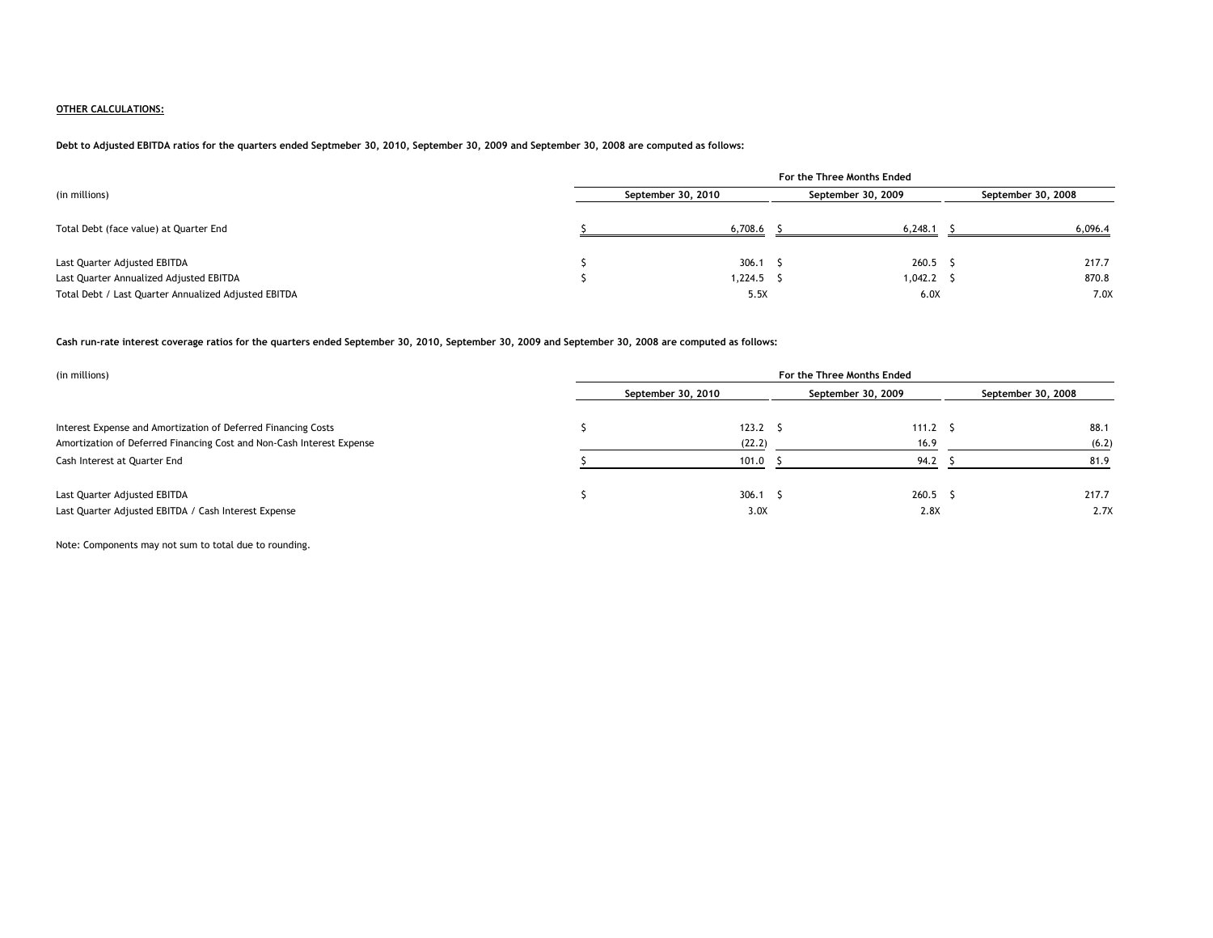**OTHER CALCULATIONS:**

**Debt to Adjusted EBITDA ratios for the quarters ended Septmeber 30, 2010, September 30, 2009 and September 30, 2008 are computed as follows:**

| (in millions) | For the Three Months Ended | | |
|---|---|---|---|
| | September 30, 2010 | September 30, 2009 | September 30, 2008 |
| Total Debt (face value) at Quarter End | $ 6,708.6 | $ 6,248.1 | $ 6,096.4 |
| Last Quarter Adjusted EBITDA | $ 306.1 | $ 260.5 | $ 217.7 |
| Last Quarter Annualized Adjusted EBITDA | $ 1,224.5 | $ 1,042.2 | $ 870.8 |
| Total Debt / Last Quarter Annualized Adjusted EBITDA | 5.5X | 6.0X | 7.0X |

**Cash run-rate interest coverage ratios for the quarters ended September 30, 2010, September 30, 2009 and September 30, 2008 are computed as follows:**

| (in millions) | For the Three Months Ended | | |
|---|---|---|---|
| | September 30, 2010 | September 30, 2009 | September 30, 2008 |
| Interest Expense and Amortization of Deferred Financing Costs | $ 123.2 | $ 111.2 | $ 88.1 |
| Amortization of Deferred Financing Cost and Non-Cash Interest Expense | (22.2) | 16.9 | (6.2) |
| Cash Interest at Quarter End | $ 101.0 | $ 94.2 | $ 81.9 |
| Last Quarter Adjusted EBITDA | $ 306.1 | $ 260.5 | $ 217.7 |
| Last Quarter Adjusted EBITDA / Cash Interest Expense | 3.0X | 2.8X | 2.7X |

Note: Components may not sum to total due to rounding.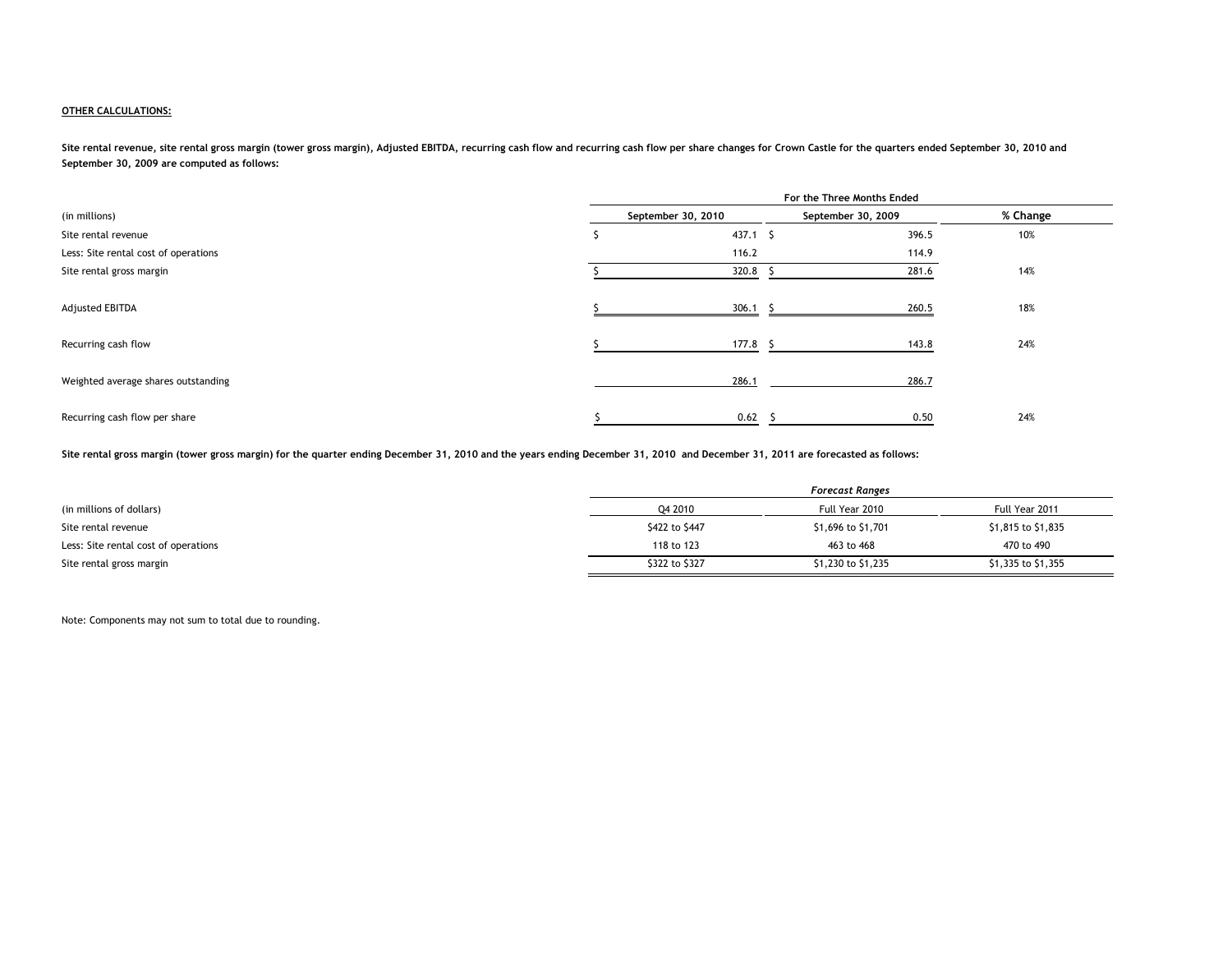**OTHER CALCULATIONS:**

**Site rental revenue, site rental gross margin (tower gross margin), Adjusted EBITDA, recurring cash flow and recurring cash flow per share changes for Crown Castle for the quarters ended September 30, 2010 and September 30, 2009 are computed as follows:**

| | For the Three Months Ended | | |
|---|---|---|---|
| (in millions) | September 30, 2010 | September 30, 2009 | % Change |
| Site rental revenue | $ 437.1 | $ 396.5 | 10% |
| Less: Site rental cost of operations | 116.2 | 114.9 | |
| Site rental gross margin | $ 320.8 | $ 281.6 | 14% |
| Adjusted EBITDA | $ 306.1 | $ 260.5 | 18% |
| Recurring cash flow | $ 177.8 | $ 143.8 | 24% |
| Weighted average shares outstanding | 286.1 | 286.7 | |
| Recurring cash flow per share | $ 0.62 | $ 0.50 | 24% |

**Site rental gross margin (tower gross margin) for the quarter ending December 31, 2010 and the years ending December 31, 2010 and December 31, 2011 are forecasted as follows:**

| | *Forecast Ranges* | | |
|---|---|---|---|
| (in millions of dollars) | Q4 2010 | Full Year 2010 | Full Year 2011 |
| Site rental revenue | $422 to $447 | $1,696 to $1,701 | $1,815 to $1,835 |
| Less: Site rental cost of operations | 118 to 123 | 463 to 468 | 470 to 490 |
| Site rental gross margin | $322 to $327 | $1,230 to $1,235 | $1,335 to $1,355 |

Note: Components may not sum to total due to rounding.